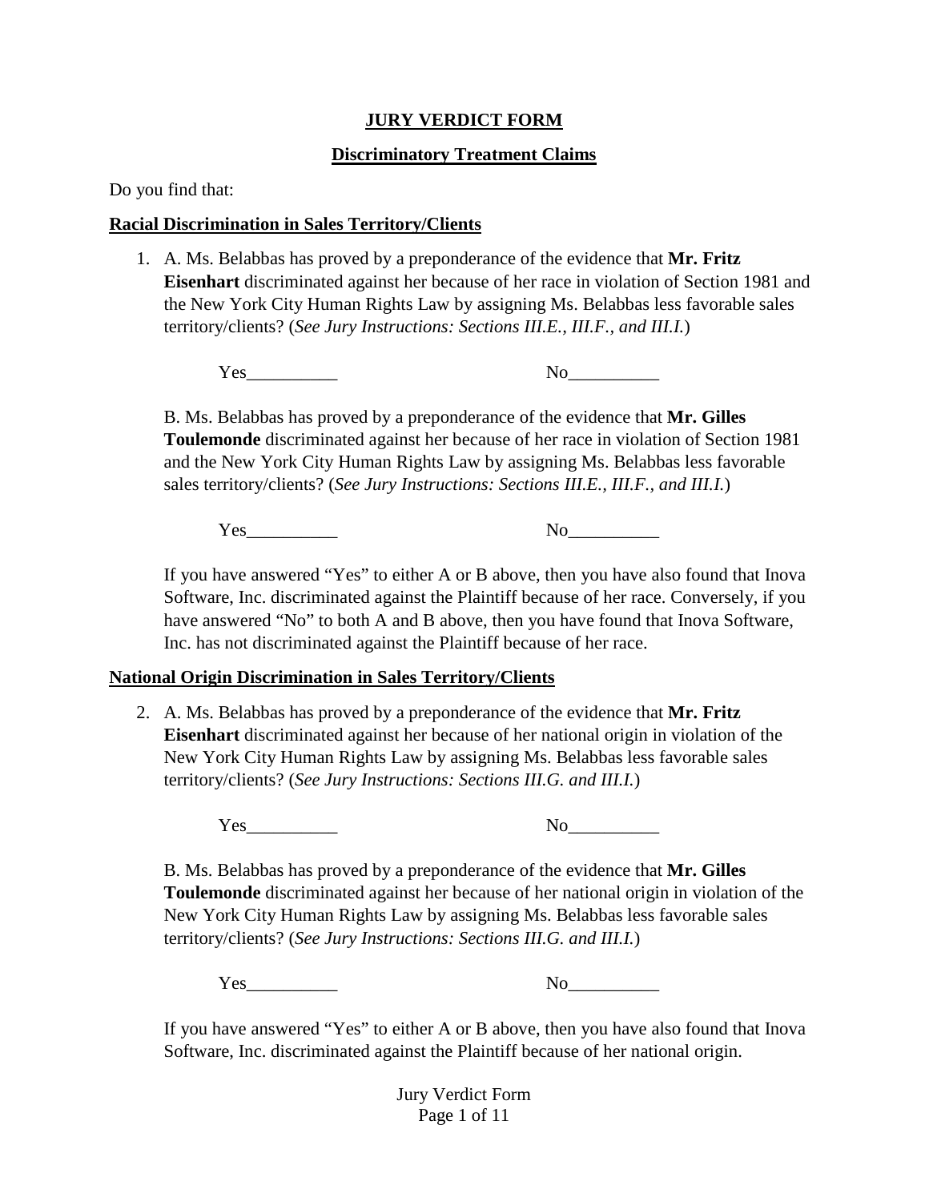# JURY VERDICT FORM

## Discriminatory Treatment Claims

Do you find that:

### Racial Discrimination in Sales Territory/Clients

1. A. Ms. Belabbas has proved by a preponderance of the evidence that **Mr. Fritz Eisenhart** discriminated against her because of her race in violation of Section 1981 and the New York City Human Rights Law by assigning Ms. Belabbas less favorable sales territory/clients? (*See Jury Instructions: Sections III.E., III.F., and III.I.*)

   Yes__________ No__________

   B. Ms. Belabbas has proved by a preponderance of the evidence that **Mr. Gilles Toulemonde** discriminated against her because of her race in violation of Section 1981 and the New York City Human Rights Law by assigning Ms. Belabbas less favorable sales territory/clients? (*See Jury Instructions: Sections III.E., III.F., and III.I.*)

   Yes__________ No__________

   If you have answered "Yes" to either A or B above, then you have also found that Inova Software, Inc. discriminated against the Plaintiff because of her race. Conversely, if you have answered "No" to both A and B above, then you have found that Inova Software, Inc. has not discriminated against the Plaintiff because of her race.

### National Origin Discrimination in Sales Territory/Clients

2. A. Ms. Belabbas has proved by a preponderance of the evidence that **Mr. Fritz Eisenhart** discriminated against her because of her national origin in violation of the New York City Human Rights Law by assigning Ms. Belabbas less favorable sales territory/clients? (*See Jury Instructions: Sections III.G. and III.I.*)

   Yes__________ No__________

   B. Ms. Belabbas has proved by a preponderance of the evidence that **Mr. Gilles Toulemonde** discriminated against her because of her national origin in violation of the New York City Human Rights Law by assigning Ms. Belabbas less favorable sales territory/clients? (*See Jury Instructions: Sections III.G. and III.I.*)

   Yes__________ No__________

   If you have answered "Yes" to either A or B above, then you have also found that Inova Software, Inc. discriminated against the Plaintiff because of her national origin.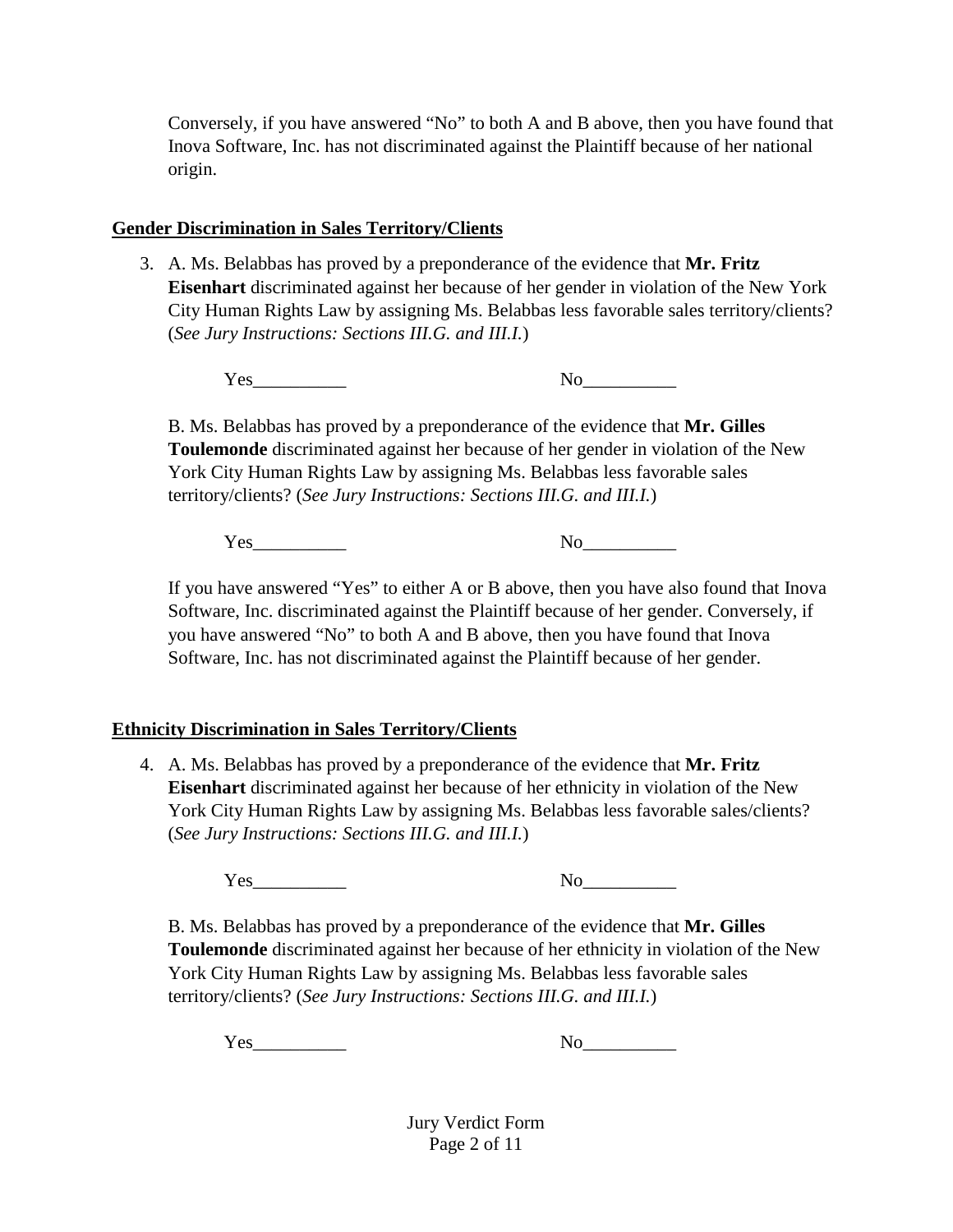Conversely, if you have answered "No" to both A and B above, then you have found that Inova Software, Inc. has not discriminated against the Plaintiff because of her national origin.

**Gender Discrimination in Sales Territory/Clients**

3. A. Ms. Belabbas has proved by a preponderance of the evidence that **Mr. Fritz Eisenhart** discriminated against her because of her gender in violation of the New York City Human Rights Law by assigning Ms. Belabbas less favorable sales territory/clients? (*See Jury Instructions: Sections III.G. and III.I.*)

   Yes__________ No__________

   B. Ms. Belabbas has proved by a preponderance of the evidence that **Mr. Gilles Toulemonde** discriminated against her because of her gender in violation of the New York City Human Rights Law by assigning Ms. Belabbas less favorable sales territory/clients? (*See Jury Instructions: Sections III.G. and III.I.*)

   Yes__________ No__________

   If you have answered "Yes" to either A or B above, then you have also found that Inova Software, Inc. discriminated against the Plaintiff because of her gender. Conversely, if you have answered "No" to both A and B above, then you have found that Inova Software, Inc. has not discriminated against the Plaintiff because of her gender.

**Ethnicity Discrimination in Sales Territory/Clients**

4. A. Ms. Belabbas has proved by a preponderance of the evidence that **Mr. Fritz Eisenhart** discriminated against her because of her ethnicity in violation of the New York City Human Rights Law by assigning Ms. Belabbas less favorable sales/clients? (*See Jury Instructions: Sections III.G. and III.I.*)

   Yes__________ No__________

   B. Ms. Belabbas has proved by a preponderance of the evidence that **Mr. Gilles Toulemonde** discriminated against her because of her ethnicity in violation of the New York City Human Rights Law by assigning Ms. Belabbas less favorable sales territory/clients? (*See Jury Instructions: Sections III.G. and III.I.*)

   Yes__________ No__________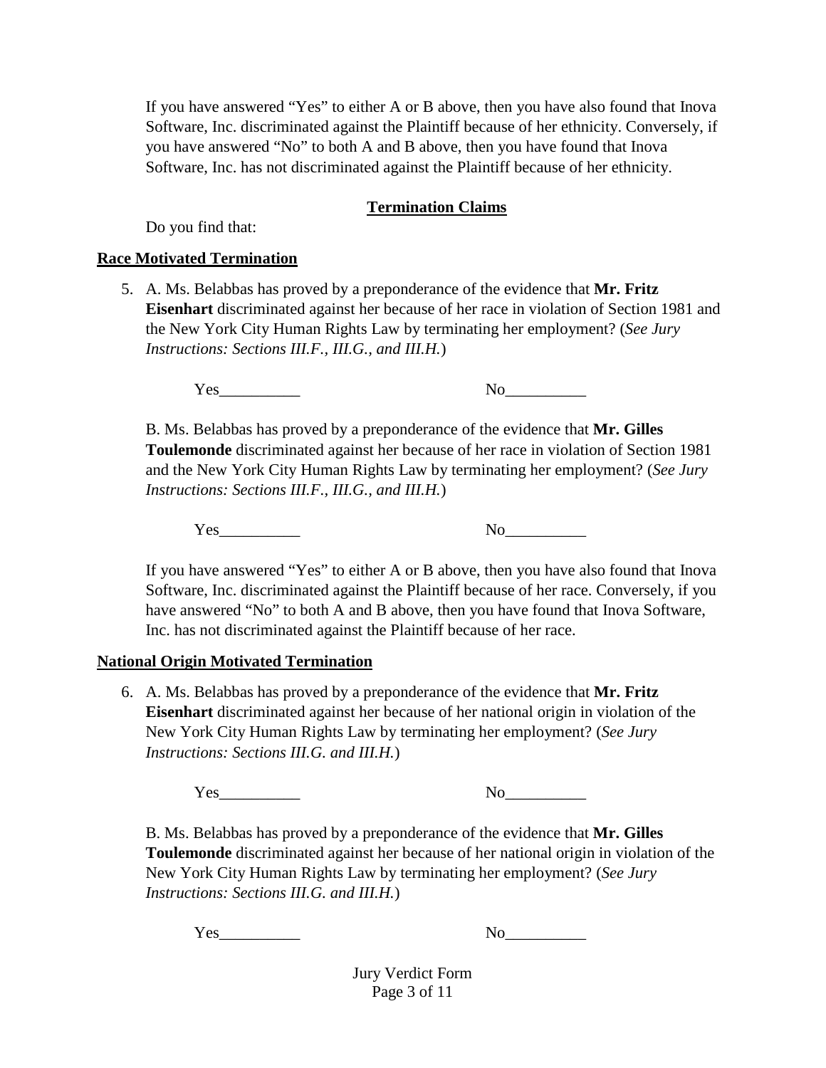If you have answered "Yes" to either A or B above, then you have also found that Inova Software, Inc. discriminated against the Plaintiff because of her ethnicity. Conversely, if you have answered "No" to both A and B above, then you have found that Inova Software, Inc. has not discriminated against the Plaintiff because of her ethnicity.

## Termination Claims

Do you find that:

### Race Motivated Termination

5. A. Ms. Belabbas has proved by a preponderance of the evidence that **Mr. Fritz Eisenhart** discriminated against her because of her race in violation of Section 1981 and the New York City Human Rights Law by terminating her employment? (*See Jury Instructions: Sections III.F., III.G., and III.H.*)

   Yes__________ No__________

   B. Ms. Belabbas has proved by a preponderance of the evidence that **Mr. Gilles Toulemonde** discriminated against her because of her race in violation of Section 1981 and the New York City Human Rights Law by terminating her employment? (*See Jury Instructions: Sections III.F., III.G., and III.H.*)

   Yes__________ No__________

   If you have answered "Yes" to either A or B above, then you have also found that Inova Software, Inc. discriminated against the Plaintiff because of her race. Conversely, if you have answered "No" to both A and B above, then you have found that Inova Software, Inc. has not discriminated against the Plaintiff because of her race.

### National Origin Motivated Termination

6. A. Ms. Belabbas has proved by a preponderance of the evidence that **Mr. Fritz Eisenhart** discriminated against her because of her national origin in violation of the New York City Human Rights Law by terminating her employment? (*See Jury Instructions: Sections III.G. and III.H.*)

   Yes__________ No__________

   B. Ms. Belabbas has proved by a preponderance of the evidence that **Mr. Gilles Toulemonde** discriminated against her because of her national origin in violation of the New York City Human Rights Law by terminating her employment? (*See Jury Instructions: Sections III.G. and III.H.*)

   Yes__________ No__________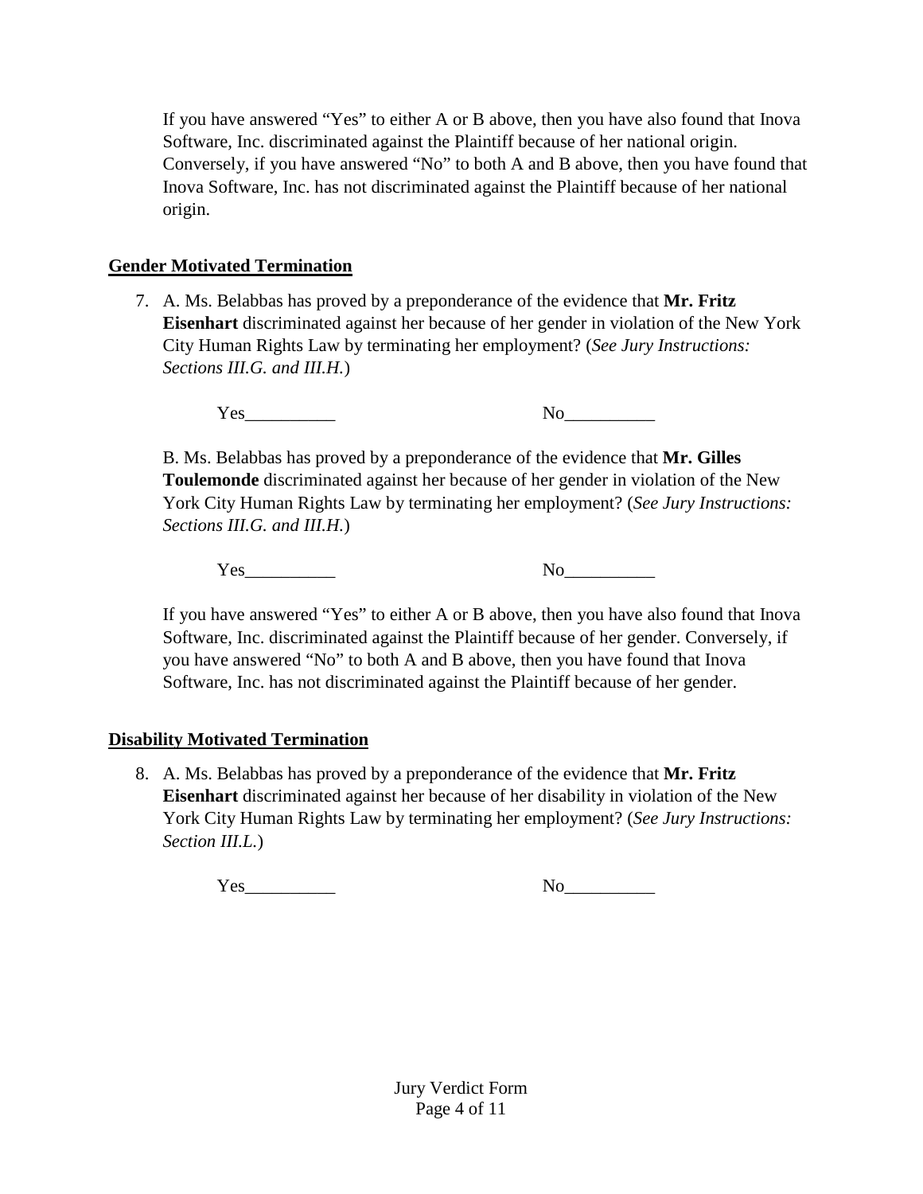If you have answered "Yes" to either A or B above, then you have also found that Inova Software, Inc. discriminated against the Plaintiff because of her national origin. Conversely, if you have answered "No" to both A and B above, then you have found that Inova Software, Inc. has not discriminated against the Plaintiff because of her national origin.

**Gender Motivated Termination**

7. A. Ms. Belabbas has proved by a preponderance of the evidence that **Mr. Fritz Eisenhart** discriminated against her because of her gender in violation of the New York City Human Rights Law by terminating her employment? (*See Jury Instructions: Sections III.G. and III.H.*)

   Yes__________ No__________

   B. Ms. Belabbas has proved by a preponderance of the evidence that **Mr. Gilles Toulemonde** discriminated against her because of her gender in violation of the New York City Human Rights Law by terminating her employment? (*See Jury Instructions: Sections III.G. and III.H.*)

   Yes__________ No__________

   If you have answered "Yes" to either A or B above, then you have also found that Inova Software, Inc. discriminated against the Plaintiff because of her gender. Conversely, if you have answered "No" to both A and B above, then you have found that Inova Software, Inc. has not discriminated against the Plaintiff because of her gender.

**Disability Motivated Termination**

8. A. Ms. Belabbas has proved by a preponderance of the evidence that **Mr. Fritz Eisenhart** discriminated against her because of her disability in violation of the New York City Human Rights Law by terminating her employment? (*See Jury Instructions: Section III.L.*)

   Yes__________ No__________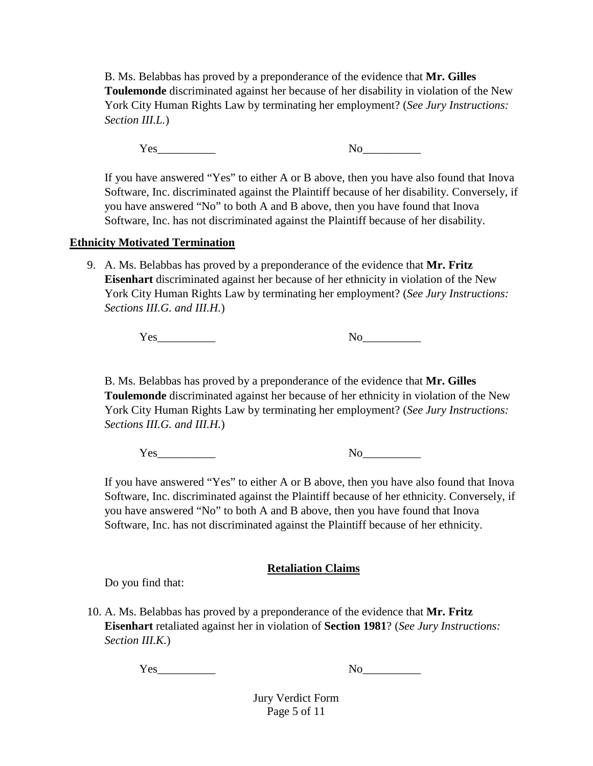B. Ms. Belabbas has proved by a preponderance of the evidence that **Mr. Gilles Toulemonde** discriminated against her because of her disability in violation of the New York City Human Rights Law by terminating her employment? (*See Jury Instructions: Section III.L.*)

Yes__________ No__________

If you have answered "Yes" to either A or B above, then you have also found that Inova Software, Inc. discriminated against the Plaintiff because of her disability. Conversely, if you have answered "No" to both A and B above, then you have found that Inova Software, Inc. has not discriminated against the Plaintiff because of her disability.

**Ethnicity Motivated Termination**

9. A. Ms. Belabbas has proved by a preponderance of the evidence that **Mr. Fritz Eisenhart** discriminated against her because of her ethnicity in violation of the New York City Human Rights Law by terminating her employment? (*See Jury Instructions: Sections III.G. and III.H.*)

Yes__________ No__________

B. Ms. Belabbas has proved by a preponderance of the evidence that **Mr. Gilles Toulemonde** discriminated against her because of her ethnicity in violation of the New York City Human Rights Law by terminating her employment? (*See Jury Instructions: Sections III.G. and III.H.*)

Yes__________ No__________

If you have answered "Yes" to either A or B above, then you have also found that Inova Software, Inc. discriminated against the Plaintiff because of her ethnicity. Conversely, if you have answered "No" to both A and B above, then you have found that Inova Software, Inc. has not discriminated against the Plaintiff because of her ethnicity.

## Retaliation Claims

Do you find that:

10. A. Ms. Belabbas has proved by a preponderance of the evidence that **Mr. Fritz Eisenhart** retaliated against her in violation of **Section 1981**? (*See Jury Instructions: Section III.K.*)

Yes__________ No__________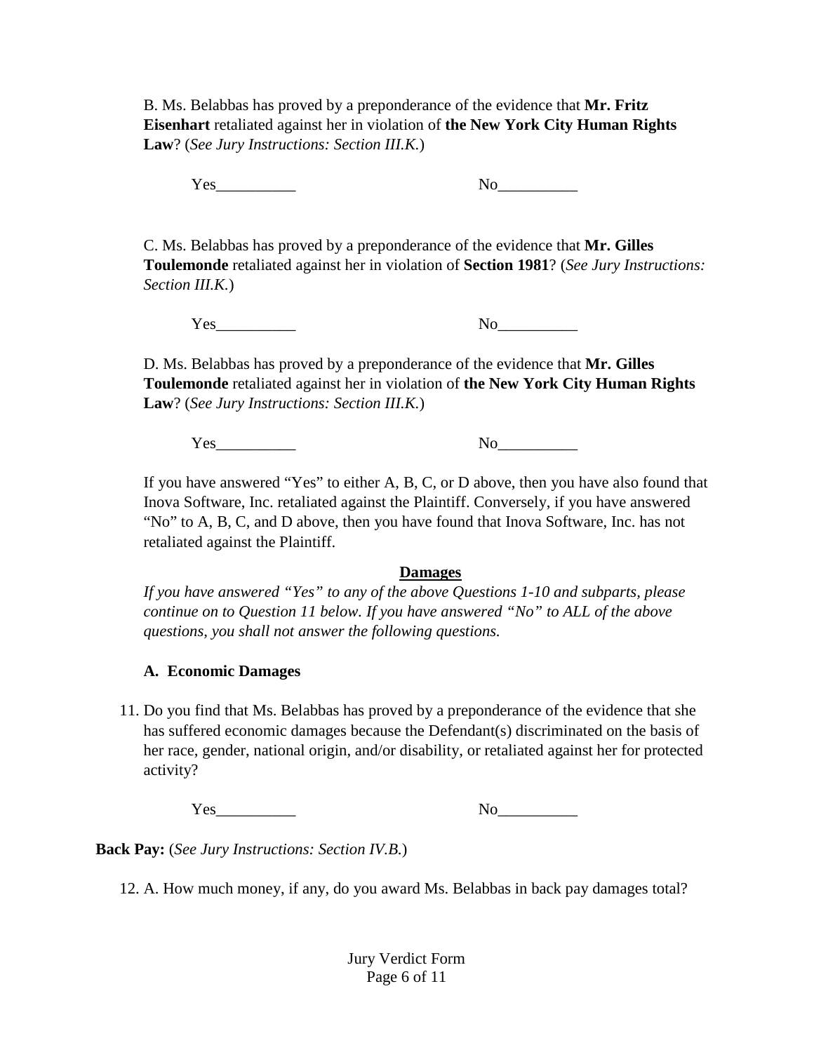B. Ms. Belabbas has proved by a preponderance of the evidence that **Mr. Fritz Eisenhart** retaliated against her in violation of **the New York City Human Rights Law**? (*See Jury Instructions: Section III.K.*)

Yes__________ No__________

C. Ms. Belabbas has proved by a preponderance of the evidence that **Mr. Gilles Toulemonde** retaliated against her in violation of **Section 1981**? (*See Jury Instructions: Section III.K.*)

Yes__________ No__________

D. Ms. Belabbas has proved by a preponderance of the evidence that **Mr. Gilles Toulemonde** retaliated against her in violation of **the New York City Human Rights Law**? (*See Jury Instructions: Section III.K.*)

Yes__________ No__________

If you have answered "Yes" to either A, B, C, or D above, then you have also found that Inova Software, Inc. retaliated against the Plaintiff. Conversely, if you have answered "No" to A, B, C, and D above, then you have found that Inova Software, Inc. has not retaliated against the Plaintiff.

## Damages

*If you have answered "Yes" to any of the above Questions 1-10 and subparts, please continue on to Question 11 below. If you have answered "No" to ALL of the above questions, you shall not answer the following questions.*

### A. Economic Damages

11. Do you find that Ms. Belabbas has proved by a preponderance of the evidence that she has suffered economic damages because the Defendant(s) discriminated on the basis of her race, gender, national origin, and/or disability, or retaliated against her for protected activity?

Yes__________ No__________

**Back Pay:** (*See Jury Instructions: Section IV.B.*)

12. A. How much money, if any, do you award Ms. Belabbas in back pay damages total?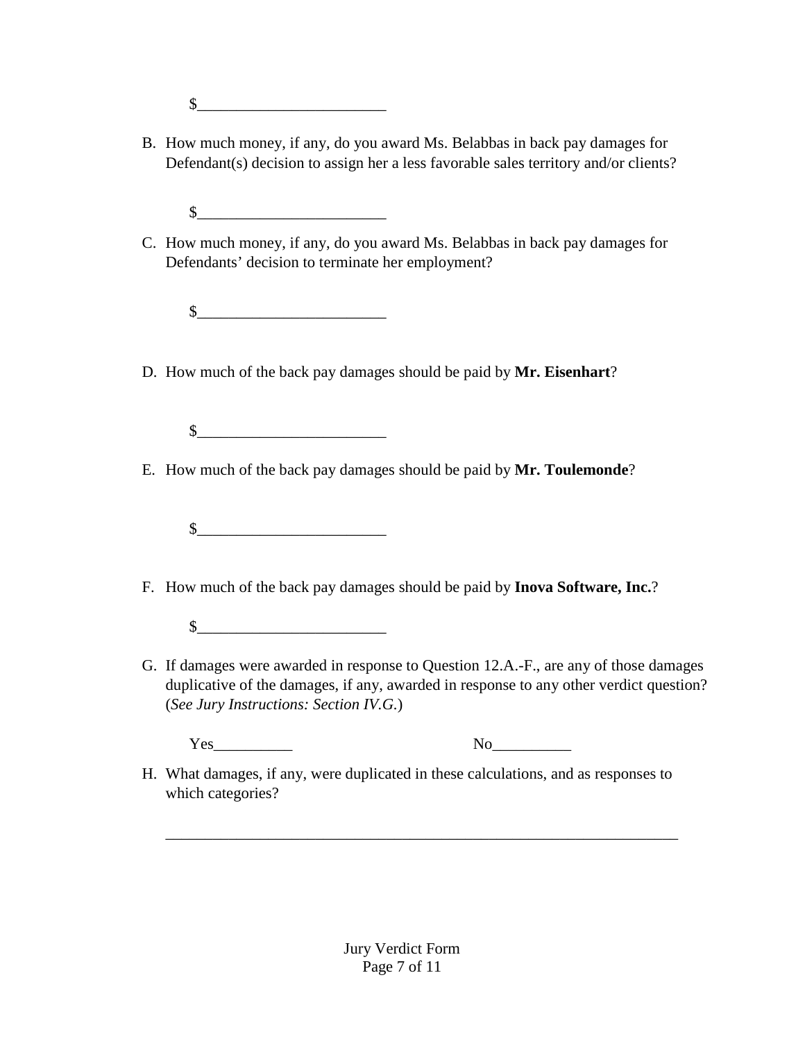$________________________

B. How much money, if any, do you award Ms. Belabbas in back pay damages for Defendant(s) decision to assign her a less favorable sales territory and/or clients?

$________________________

C. How much money, if any, do you award Ms. Belabbas in back pay damages for Defendants' decision to terminate her employment?

$________________________

D. How much of the back pay damages should be paid by **Mr. Eisenhart**?

$________________________

E. How much of the back pay damages should be paid by **Mr. Toulemonde**?

$________________________

F. How much of the back pay damages should be paid by **Inova Software, Inc.**?

$________________________

G. If damages were awarded in response to Question 12.A.-F., are any of those damages duplicative of the damages, if any, awarded in response to any other verdict question? (*See Jury Instructions: Section IV.G.*)

Yes__________ No__________

H. What damages, if any, were duplicated in these calculations, and as responses to which categories?

____________________________________________________________________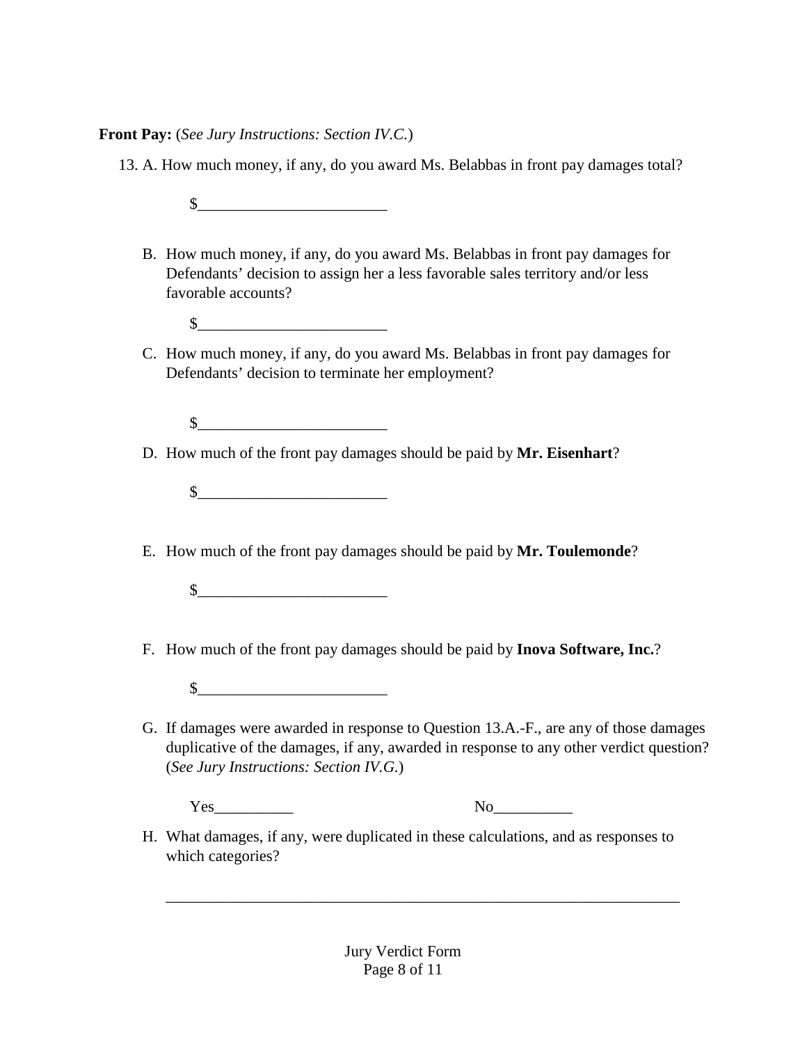**Front Pay:** (*See Jury Instructions: Section IV.C.*)

13. A. How much money, if any, do you award Ms. Belabbas in front pay damages total?

    $________________________

    B. How much money, if any, do you award Ms. Belabbas in front pay damages for Defendants' decision to assign her a less favorable sales territory and/or less favorable accounts?

    $________________________

    C. How much money, if any, do you award Ms. Belabbas in front pay damages for Defendants' decision to terminate her employment?

    $________________________

    D. How much of the front pay damages should be paid by **Mr. Eisenhart**?

    $________________________

    E. How much of the front pay damages should be paid by **Mr. Toulemonde**?

    $________________________

    F. How much of the front pay damages should be paid by **Inova Software, Inc.**?

    $________________________

    G. If damages were awarded in response to Question 13.A.-F., are any of those damages duplicative of the damages, if any, awarded in response to any other verdict question? (*See Jury Instructions: Section IV.G.*)

    Yes__________ No__________

    H. What damages, if any, were duplicated in these calculations, and as responses to which categories?

    ____________________________________________________________________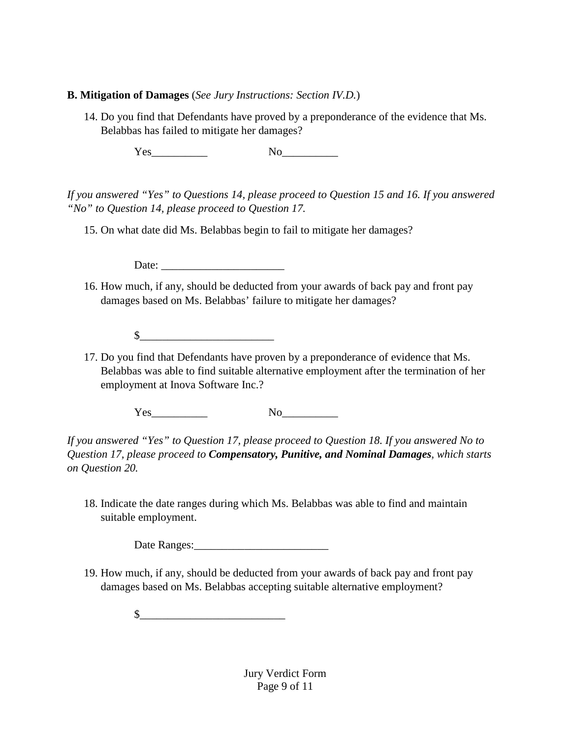**B. Mitigation of Damages** (*See Jury Instructions: Section IV.D.*)

14. Do you find that Defendants have proved by a preponderance of the evidence that Ms. Belabbas has failed to mitigate her damages?

    Yes__________ No__________

*If you answered "Yes" to Questions 14, please proceed to Question 15 and 16. If you answered "No" to Question 14, please proceed to Question 17.*

15. On what date did Ms. Belabbas begin to fail to mitigate her damages?

    Date: ______________________

16. How much, if any, should be deducted from your awards of back pay and front pay damages based on Ms. Belabbas' failure to mitigate her damages?

    $________________________

17. Do you find that Defendants have proven by a preponderance of evidence that Ms. Belabbas was able to find suitable alternative employment after the termination of her employment at Inova Software Inc.?

    Yes__________ No__________

*If you answered "Yes" to Question 17, please proceed to Question 18. If you answered No to Question 17, please proceed to* ***Compensatory, Punitive, and Nominal Damages****, which starts on Question 20.*

18. Indicate the date ranges during which Ms. Belabbas was able to find and maintain suitable employment.

    Date Ranges:________________________

19. How much, if any, should be deducted from your awards of back pay and front pay damages based on Ms. Belabbas accepting suitable alternative employment?

    $_________________________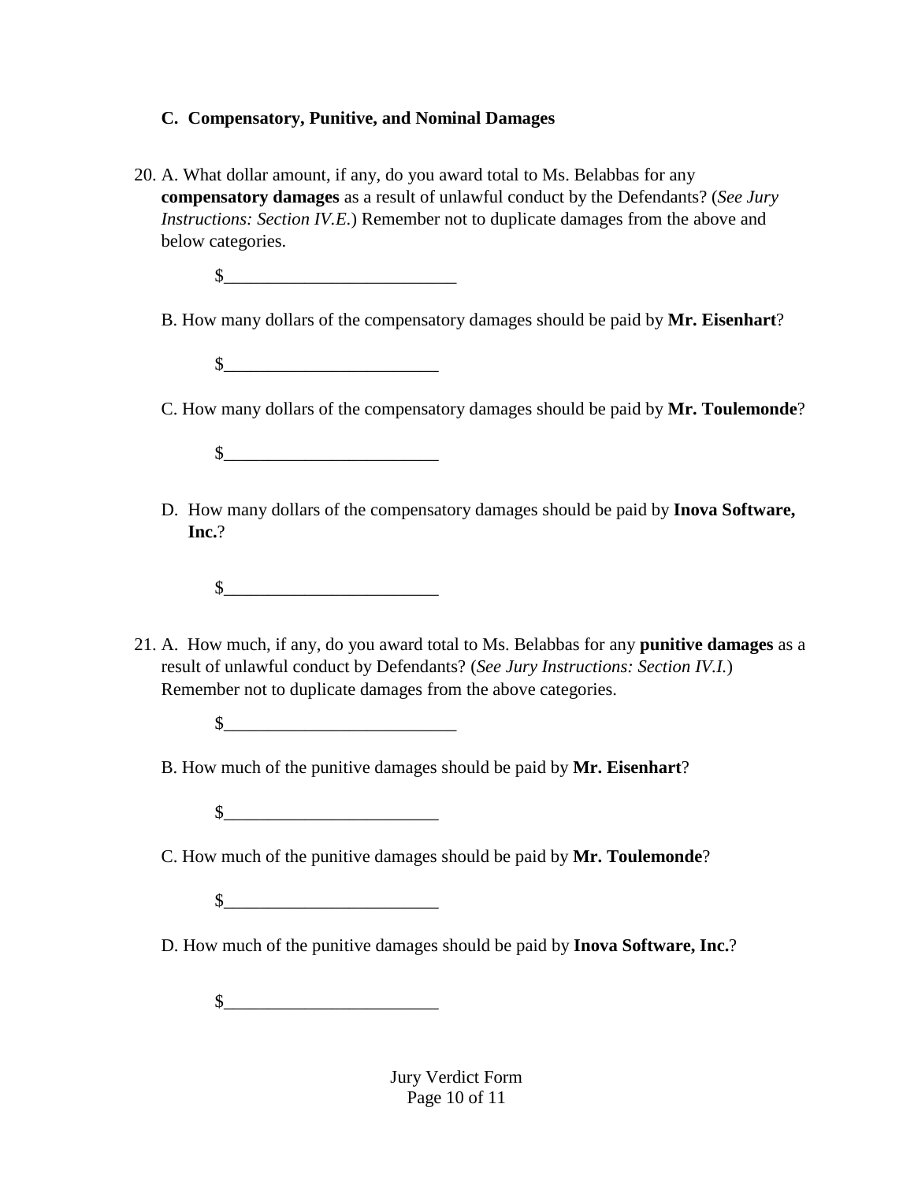### C. Compensatory, Punitive, and Nominal Damages

20. A. What dollar amount, if any, do you award total to Ms. Belabbas for any **compensatory damages** as a result of unlawful conduct by the Defendants? (*See Jury Instructions: Section IV.E.*) Remember not to duplicate damages from the above and below categories.

    $__________________________

    B. How many dollars of the compensatory damages should be paid by **Mr. Eisenhart**?

    $________________________

    C. How many dollars of the compensatory damages should be paid by **Mr. Toulemonde**?

    $________________________

    D. How many dollars of the compensatory damages should be paid by **Inova Software, Inc.**?

    $________________________

21. A. How much, if any, do you award total to Ms. Belabbas for any **punitive damages** as a result of unlawful conduct by Defendants? (*See Jury Instructions: Section IV.I.*) Remember not to duplicate damages from the above categories.

    $__________________________

    B. How much of the punitive damages should be paid by **Mr. Eisenhart**?

    $________________________

    C. How much of the punitive damages should be paid by **Mr. Toulemonde**?

    $________________________

    D. How much of the punitive damages should be paid by **Inova Software, Inc.**?

    $________________________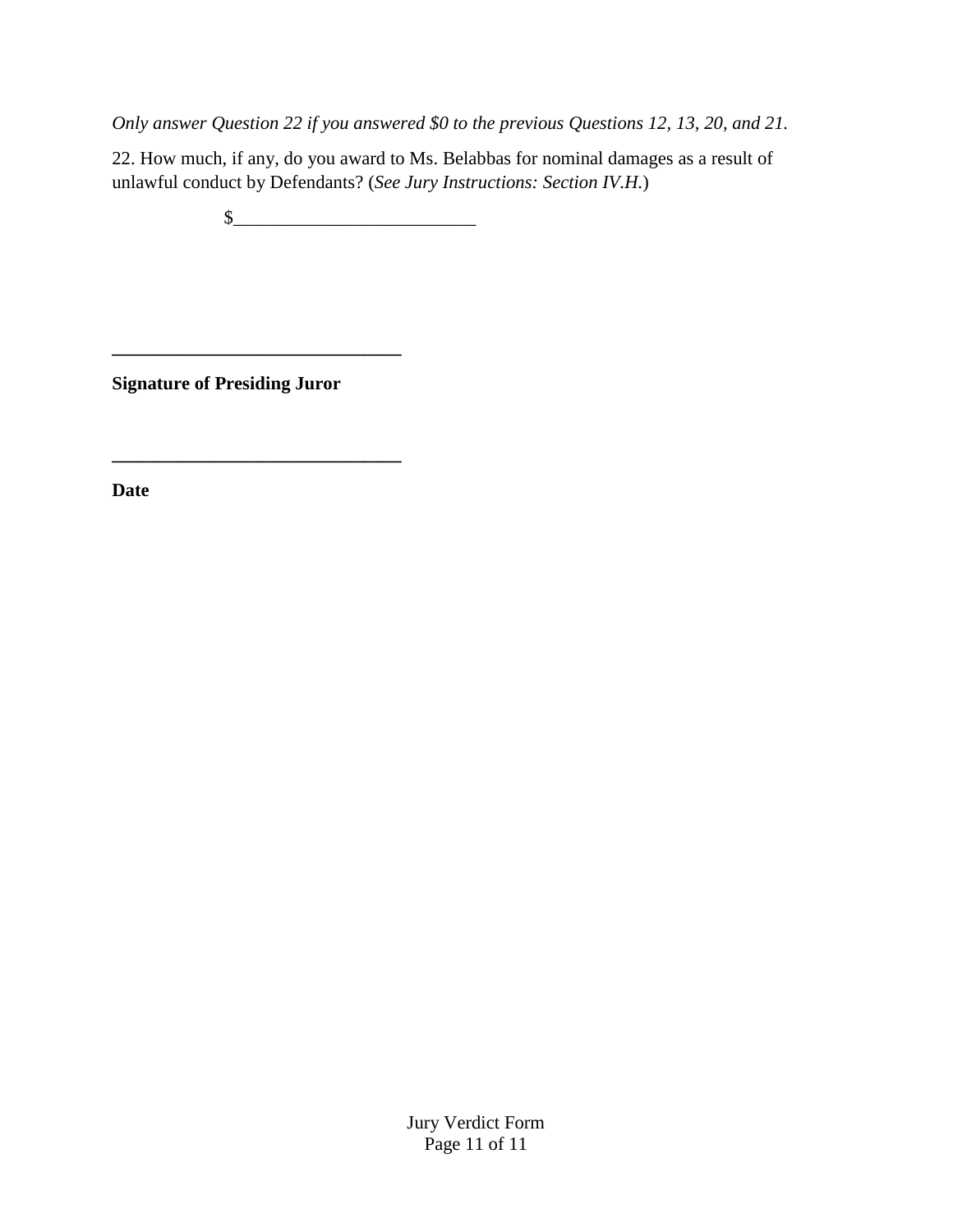*Only answer Question 22 if you answered $0 to the previous Questions 12, 13, 20, and 21.*

22. How much, if any, do you award to Ms. Belabbas for nominal damages as a result of unlawful conduct by Defendants? (*See Jury Instructions: Section IV.H.*)

$__________________________

**_______________________________**

**Signature of Presiding Juror**

**_______________________________**

**Date**